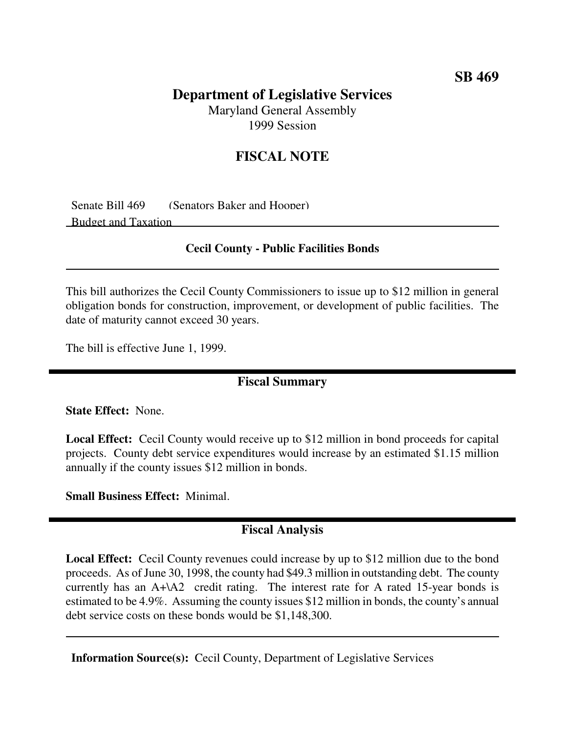**SB 469**

# Department of Legislative Services

Maryland General Assembly
1999 Session

## FISCAL NOTE

Senate Bill 469 (Senators Baker and Hooper)
Budget and Taxation

### Cecil County - Public Facilities Bonds

This bill authorizes the Cecil County Commissioners to issue up to $12 million in general obligation bonds for construction, improvement, or development of public facilities. The date of maturity cannot exceed 30 years.

The bill is effective June 1, 1999.

## Fiscal Summary

**State Effect:** None.

**Local Effect:** Cecil County would receive up to $12 million in bond proceeds for capital projects. County debt service expenditures would increase by an estimated $1.15 million annually if the county issues $12 million in bonds.

**Small Business Effect:** Minimal.

## Fiscal Analysis

**Local Effect:** Cecil County revenues could increase by up to $12 million due to the bond proceeds. As of June 30, 1998, the county had $49.3 million in outstanding debt. The county currently has an A+\A2 credit rating. The interest rate for A rated 15-year bonds is estimated to be 4.9%. Assuming the county issues $12 million in bonds, the county's annual debt service costs on these bonds would be $1,148,300.

**Information Source(s):** Cecil County, Department of Legislative Services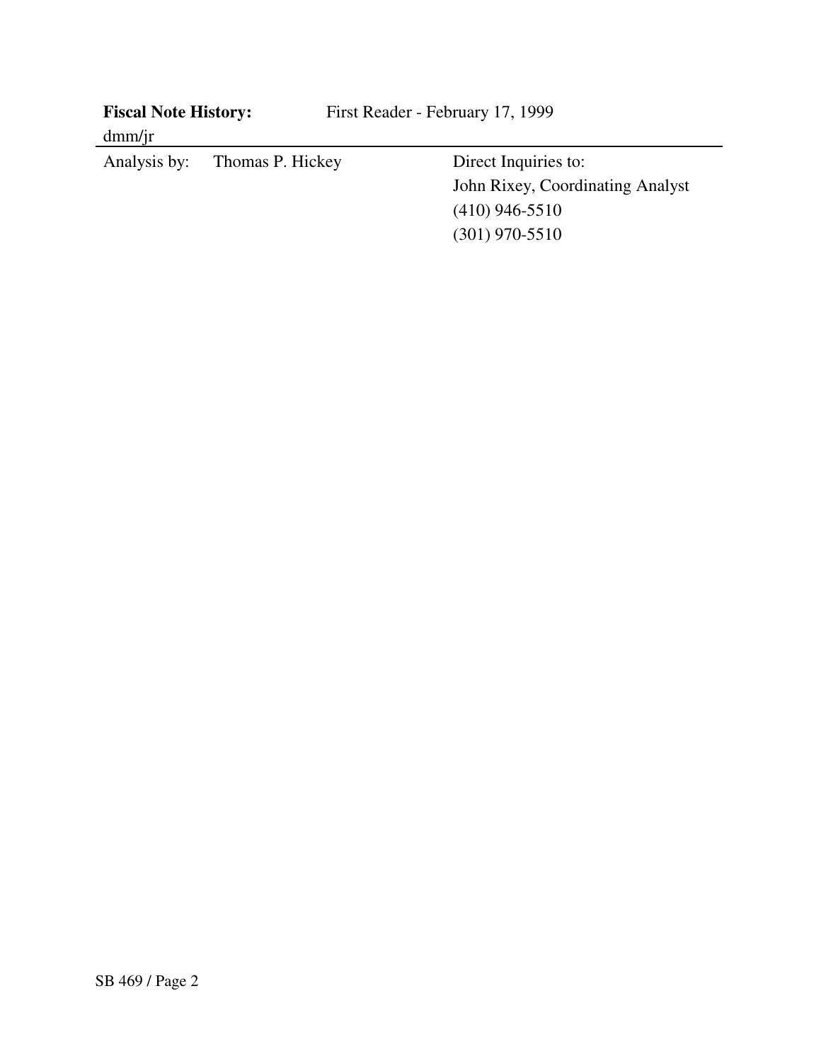**Fiscal Note History:** First Reader - February 17, 1999

dmm/jr

---

| | |
|---|---|
| Analysis by: Thomas P. Hickey | Direct Inquiries to: |
| | John Rixey, Coordinating Analyst |
| | (410) 946-5510 |
| | (301) 970-5510 |